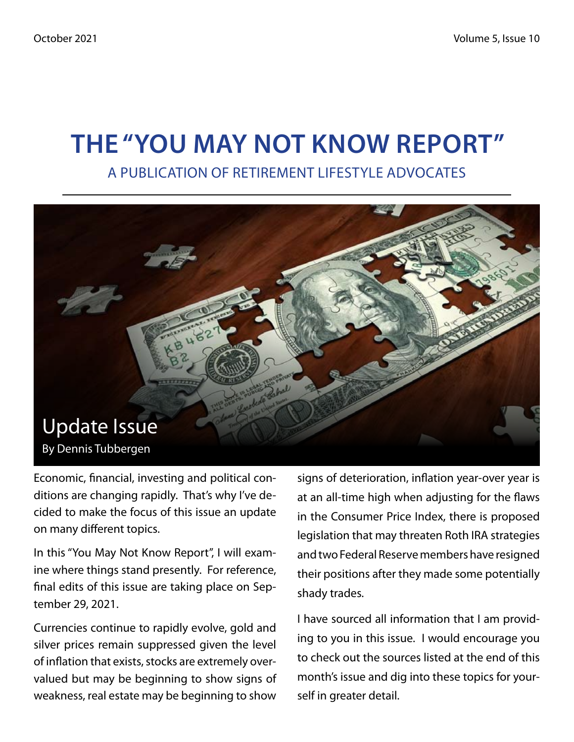# THE "YOU MAY NOT KNOW REPORT"

A PUBLICATION OF RETIREMENT LIFESTYLE ADVOCATES

## Update Issue

By Dennis Tubbergen

Economic, financial, investing and political conditions are changing rapidly. That's why I've decided to make the focus of this issue an update on many different topics.

In this "You May Not Know Report", I will examine where things stand presently. For reference, final edits of this issue are taking place on September 29, 2021.

Currencies continue to rapidly evolve, gold and silver prices remain suppressed given the level of inflation that exists, stocks are extremely overvalued but may be beginning to show signs of weakness, real estate may be beginning to show signs of deterioration, inflation year-over year is at an all-time high when adjusting for the flaws in the Consumer Price Index, there is proposed legislation that may threaten Roth IRA strategies and two Federal Reserve members have resigned their positions after they made some potentially shady trades.

I have sourced all information that I am providing to you in this issue. I would encourage you to check out the sources listed at the end of this month's issue and dig into these topics for yourself in greater detail.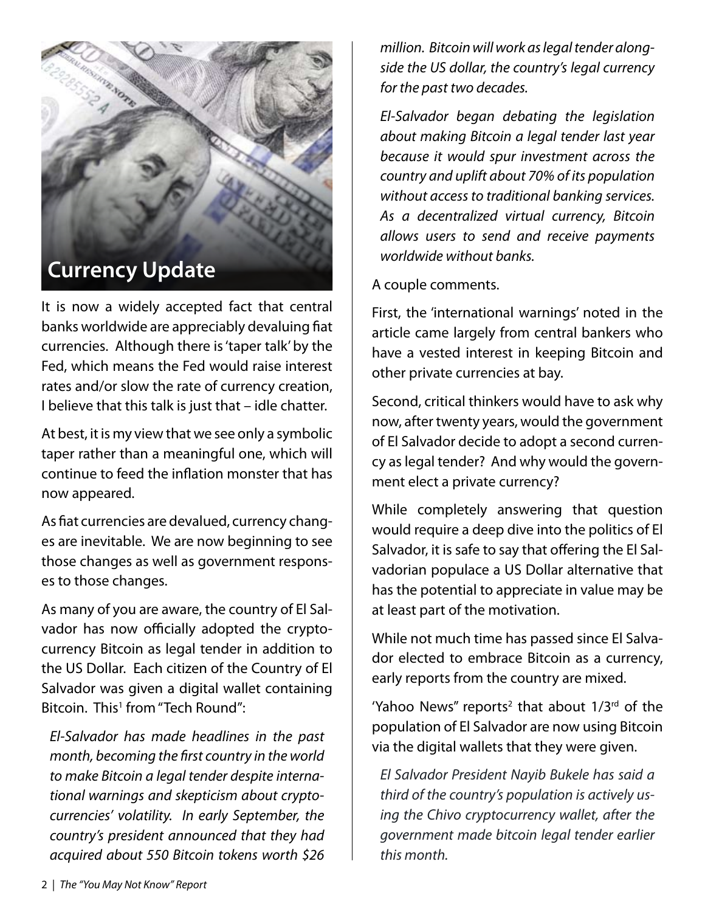## Currency Update

It is now a widely accepted fact that central banks worldwide are appreciably devaluing fiat currencies. Although there is 'taper talk' by the Fed, which means the Fed would raise interest rates and/or slow the rate of currency creation, I believe that this talk is just that – idle chatter.

At best, it is my view that we see only a symbolic taper rather than a meaningful one, which will continue to feed the inflation monster that has now appeared.

As fiat currencies are devalued, currency changes are inevitable. We are now beginning to see those changes as well as government responses to those changes.

As many of you are aware, the country of El Salvador has now officially adopted the cryptocurrency Bitcoin as legal tender in addition to the US Dollar. Each citizen of the Country of El Salvador was given a digital wallet containing Bitcoin. This[1] from "Tech Round":

> *El-Salvador has made headlines in the past month, becoming the first country in the world to make Bitcoin a legal tender despite international warnings and skepticism about cryptocurrencies' volatility. In early September, the country's president announced that they had acquired about 550 Bitcoin tokens worth $26 million. Bitcoin will work as legal tender alongside the US dollar, the country's legal currency for the past two decades.*
>
> *El-Salvador began debating the legislation about making Bitcoin a legal tender last year because it would spur investment across the country and uplift about 70% of its population without access to traditional banking services. As a decentralized virtual currency, Bitcoin allows users to send and receive payments worldwide without banks.*

A couple comments.

First, the 'international warnings' noted in the article came largely from central bankers who have a vested interest in keeping Bitcoin and other private currencies at bay.

Second, critical thinkers would have to ask why now, after twenty years, would the government of El Salvador decide to adopt a second currency as legal tender? And why would the government elect a private currency?

While completely answering that question would require a deep dive into the politics of El Salvador, it is safe to say that offering the El Salvadorian populace a US Dollar alternative that has the potential to appreciate in value may be at least part of the motivation.

While not much time has passed since El Salvador elected to embrace Bitcoin as a currency, early reports from the country are mixed.

'Yahoo News" reports[2] that about 1/3rd of the population of El Salvador are now using Bitcoin via the digital wallets that they were given.

> *El Salvador President Nayib Bukele has said a third of the country's population is actively using the Chivo cryptocurrency wallet, after the government made bitcoin legal tender earlier this month.*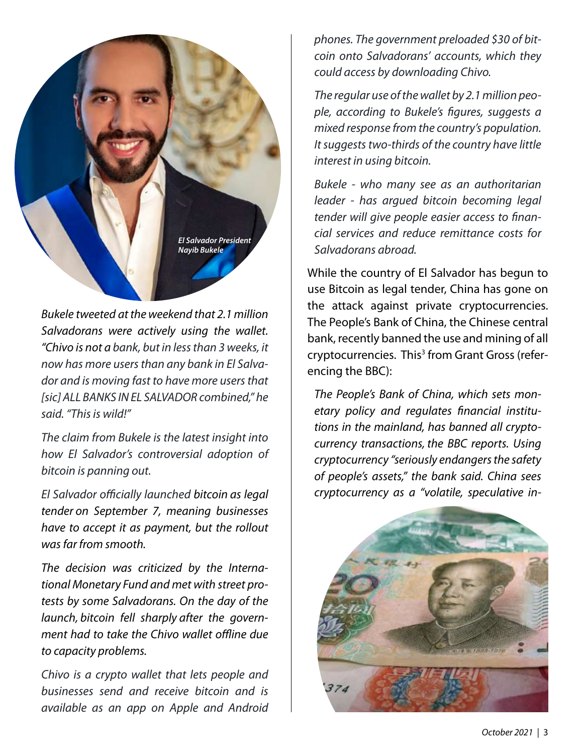*El Salvador President Nayib Bukele*

*Bukele tweeted at the weekend that 2.1 million Salvadorans were actively using the wallet. "Chivo is not a bank, but in less than 3 weeks, it now has more users than any bank in El Salvador and is moving fast to have more users that [sic] ALL BANKS IN EL SALVADOR combined," he said. "This is wild!"*

*The claim from Bukele is the latest insight into how El Salvador's controversial adoption of bitcoin is panning out.*

*El Salvador officially launched bitcoin as legal tender on September 7, meaning businesses have to accept it as payment, but the rollout was far from smooth.*

*The decision was criticized by the International Monetary Fund and met with street protests by some Salvadorans. On the day of the launch, bitcoin fell sharply after the government had to take the Chivo wallet offline due to capacity problems.*

*Chivo is a crypto wallet that lets people and businesses send and receive bitcoin and is available as an app on Apple and Android phones. The government preloaded $30 of bitcoin onto Salvadorans' accounts, which they could access by downloading Chivo.*

*The regular use of the wallet by 2.1 million people, according to Bukele's figures, suggests a mixed response from the country's population. It suggests two-thirds of the country have little interest in using bitcoin.*

*Bukele - who many see as an authoritarian leader - has argued bitcoin becoming legal tender will give people easier access to financial services and reduce remittance costs for Salvadorans abroad.*

While the country of El Salvador has begun to use Bitcoin as legal tender, China has gone on the attack against private cryptocurrencies. The People's Bank of China, the Chinese central bank, recently banned the use and mining of all cryptocurrencies. This[3] from Grant Gross (referencing the BBC):

*The People's Bank of China, which sets monetary policy and regulates financial institutions in the mainland, has banned all cryptocurrency transactions, the BBC reports. Using cryptocurrency "seriously endangers the safety of people's assets," the bank said. China sees cryptocurrency as a "volatile, speculative in-*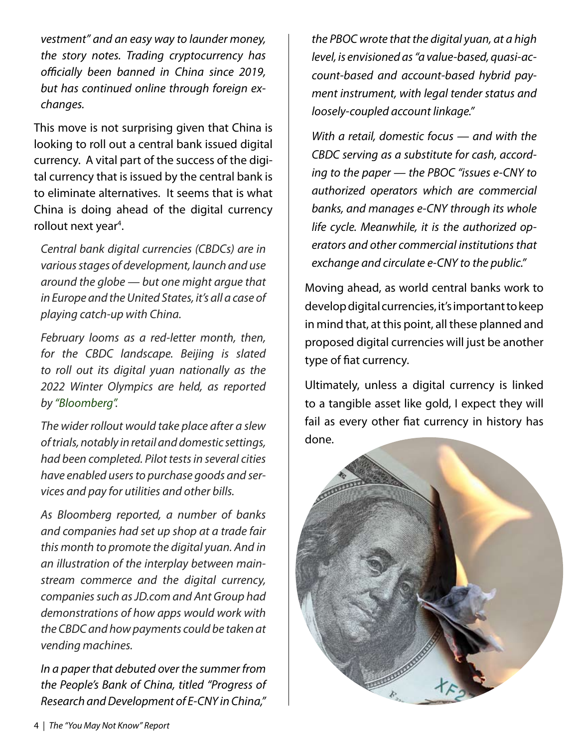*vestment" and an easy way to launder money, the story notes. Trading cryptocurrency has officially been banned in China since 2019, but has continued online through foreign exchanges.*

This move is not surprising given that China is looking to roll out a central bank issued digital currency. A vital part of the success of the digital currency that is issued by the central bank is to eliminate alternatives. It seems that is what China is doing ahead of the digital currency rollout next year[4].

*Central bank digital currencies (CBDCs) are in various stages of development, launch and use around the globe — but one might argue that in Europe and the United States, it's all a case of playing catch-up with China.*

*February looms as a red-letter month, then, for the CBDC landscape. Beijing is slated to roll out its digital yuan nationally as the 2022 Winter Olympics are held, as reported by "Bloomberg".*

*The wider rollout would take place after a slew of trials, notably in retail and domestic settings, had been completed. Pilot tests in several cities have enabled users to purchase goods and services and pay for utilities and other bills.*

*As Bloomberg reported, a number of banks and companies had set up shop at a trade fair this month to promote the digital yuan. And in an illustration of the interplay between mainstream commerce and the digital currency, companies such as JD.com and Ant Group had demonstrations of how apps would work with the CBDC and how payments could be taken at vending machines.*

*In a paper that debuted over the summer from the People's Bank of China, titled "Progress of Research and Development of E-CNY in China," the PBOC wrote that the digital yuan, at a high level, is envisioned as "a value-based, quasi-account-based and account-based hybrid payment instrument, with legal tender status and loosely-coupled account linkage."*

*With a retail, domestic focus — and with the CBDC serving as a substitute for cash, according to the paper — the PBOC "issues e-CNY to authorized operators which are commercial banks, and manages e-CNY through its whole life cycle. Meanwhile, it is the authorized operators and other commercial institutions that exchange and circulate e-CNY to the public."*

Moving ahead, as world central banks work to develop digital currencies, it's important to keep in mind that, at this point, all these planned and proposed digital currencies will just be another type of fiat currency.

Ultimately, unless a digital currency is linked to a tangible asset like gold, I expect they will fail as every other fiat currency in history has done.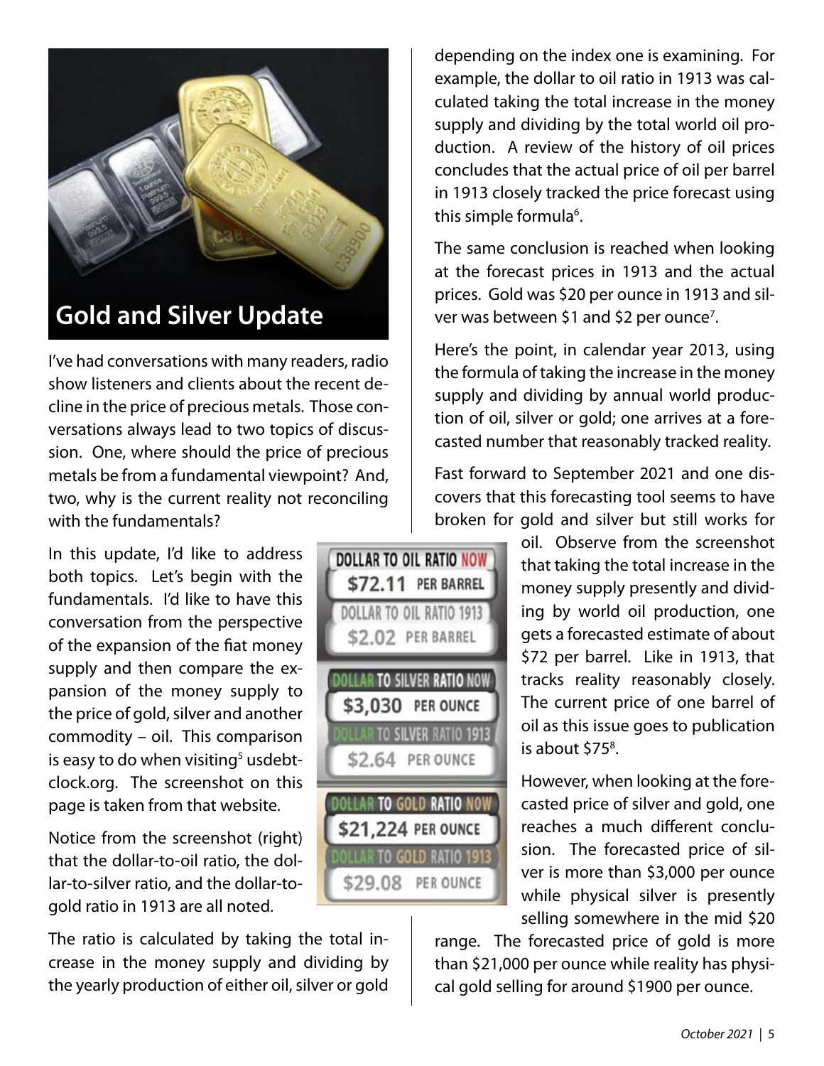## Gold and Silver Update

I've had conversations with many readers, radio show listeners and clients about the recent decline in the price of precious metals. Those conversations always lead to two topics of discussion. One, where should the price of precious metals be from a fundamental viewpoint? And, two, why is the current reality not reconciling with the fundamentals?

In this update, I'd like to address both topics. Let's begin with the fundamentals. I'd like to have this conversation from the perspective of the expansion of the fiat money supply and then compare the expansion of the money supply to the price of gold, silver and another commodity – oil. This comparison is easy to do when visiting[5] usdebtclock.org. The screenshot on this page is taken from that website.

| | |
|---|---|
| DOLLAR TO OIL RATIO NOW | $72.11 PER BARREL |
| DOLLAR TO OIL RATIO 1913 | $2.02 PER BARREL |
| DOLLAR TO SILVER RATIO NOW | $3,030 PER OUNCE |
| DOLLAR TO SILVER RATIO 1913 | $2.64 PER OUNCE |
| DOLLAR TO GOLD RATIO NOW | $21,224 PER OUNCE |
| DOLLAR TO GOLD RATIO 1913 | $29.08 PER OUNCE |

Notice from the screenshot (right) that the dollar-to-oil ratio, the dollar-to-silver ratio, and the dollar-to-gold ratio in 1913 are all noted.

The ratio is calculated by taking the total increase in the money supply and dividing by the yearly production of either oil, silver or gold depending on the index one is examining. For example, the dollar to oil ratio in 1913 was calculated taking the total increase in the money supply and dividing by the total world oil production. A review of the history of oil prices concludes that the actual price of oil per barrel in 1913 closely tracked the price forecast using this simple formula[6].

The same conclusion is reached when looking at the forecast prices in 1913 and the actual prices. Gold was $20 per ounce in 1913 and silver was between $1 and $2 per ounce[7].

Here's the point, in calendar year 2013, using the formula of taking the increase in the money supply and dividing by annual world production of oil, silver or gold; one arrives at a forecasted number that reasonably tracked reality.

Fast forward to September 2021 and one discovers that this forecasting tool seems to have broken for gold and silver but still works for oil. Observe from the screenshot that taking the total increase in the money supply presently and dividing by world oil production, one gets a forecasted estimate of about $72 per barrel. Like in 1913, that tracks reality reasonably closely. The current price of one barrel of oil as this issue goes to publication is about $75[8].

However, when looking at the forecasted price of silver and gold, one reaches a much different conclusion. The forecasted price of silver is more than $3,000 per ounce while physical silver is presently selling somewhere in the mid $20 range. The forecasted price of gold is more than $21,000 per ounce while reality has physical gold selling for around $1900 per ounce.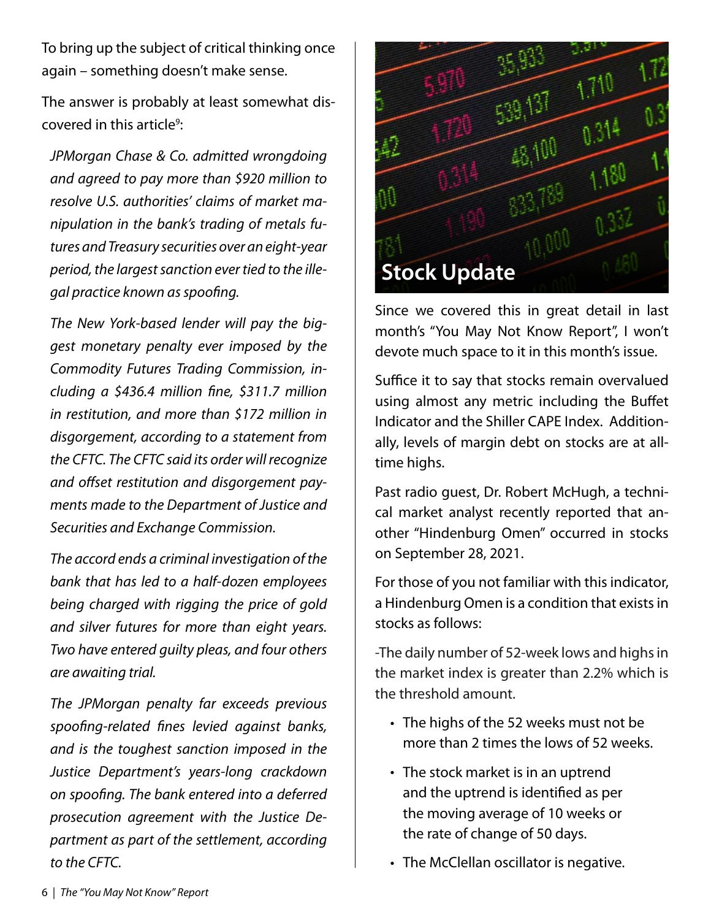To bring up the subject of critical thinking once again – something doesn't make sense.

The answer is probably at least somewhat discovered in this article[9]:

*JPMorgan Chase & Co. admitted wrongdoing and agreed to pay more than $920 million to resolve U.S. authorities' claims of market manipulation in the bank's trading of metals futures and Treasury securities over an eight-year period, the largest sanction ever tied to the illegal practice known as spoofing.*

*The New York-based lender will pay the biggest monetary penalty ever imposed by the Commodity Futures Trading Commission, including a $436.4 million fine, $311.7 million in restitution, and more than $172 million in disgorgement, according to a statement from the CFTC. The CFTC said its order will recognize and offset restitution and disgorgement payments made to the Department of Justice and Securities and Exchange Commission.*

*The accord ends a criminal investigation of the bank that has led to a half-dozen employees being charged with rigging the price of gold and silver futures for more than eight years. Two have entered guilty pleas, and four others are awaiting trial.*

*The JPMorgan penalty far exceeds previous spoofing-related fines levied against banks, and is the toughest sanction imposed in the Justice Department's years-long crackdown on spoofing. The bank entered into a deferred prosecution agreement with the Justice Department as part of the settlement, according to the CFTC.*

## Stock Update

Since we covered this in great detail in last month's "You May Not Know Report", I won't devote much space to it in this month's issue.

Suffice it to say that stocks remain overvalued using almost any metric including the Buffet Indicator and the Shiller CAPE Index. Additionally, levels of margin debt on stocks are at all-time highs.

Past radio guest, Dr. Robert McHugh, a technical market analyst recently reported that another "Hindenburg Omen" occurred in stocks on September 28, 2021.

For those of you not familiar with this indicator, a Hindenburg Omen is a condition that exists in stocks as follows:

-The daily number of 52-week lows and highs in the market index is greater than 2.2% which is the threshold amount.

- The highs of the 52 weeks must not be more than 2 times the lows of 52 weeks.
- The stock market is in an uptrend and the uptrend is identified as per the moving average of 10 weeks or the rate of change of 50 days.
- The McClellan oscillator is negative.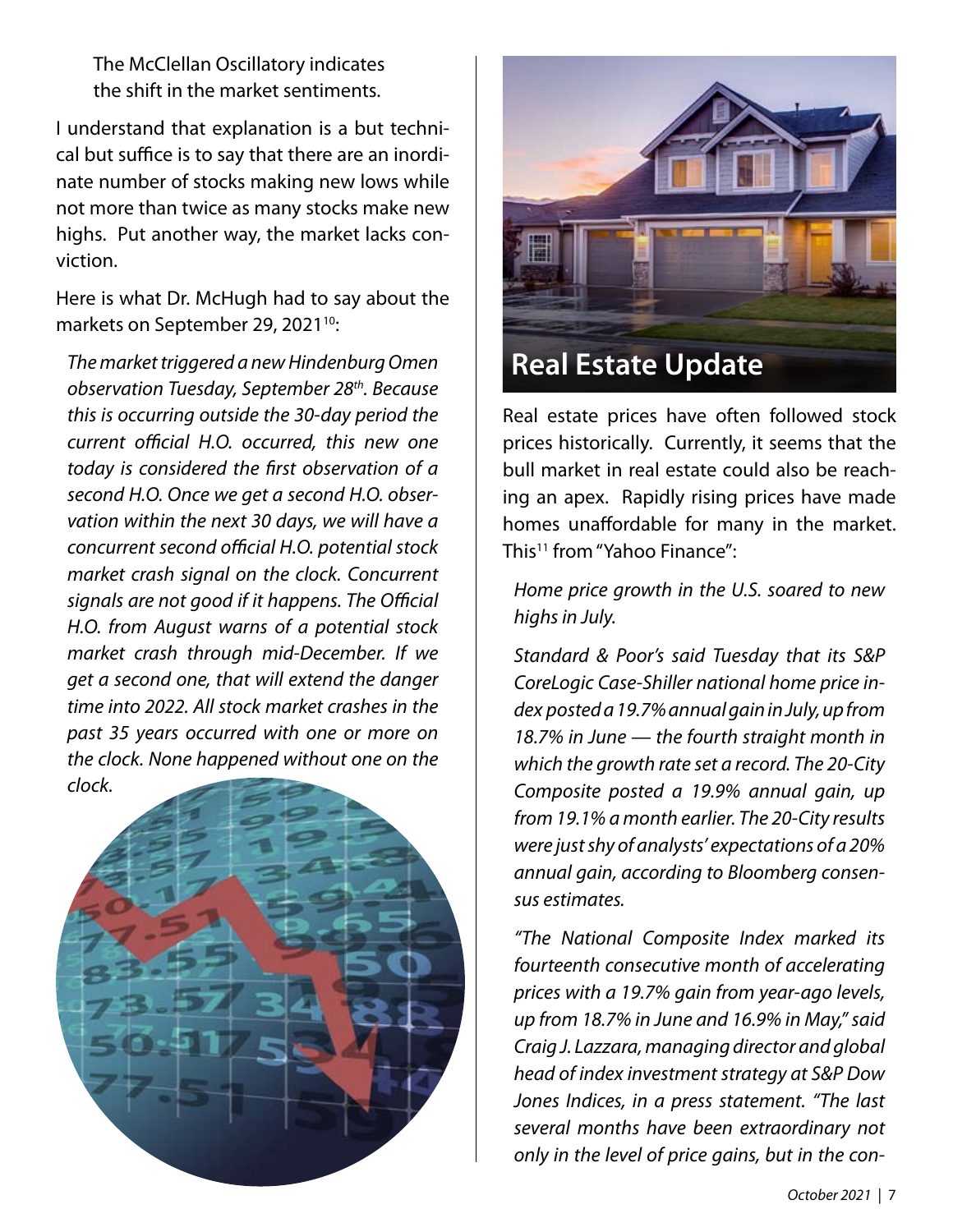The McClellan Oscillatory indicates the shift in the market sentiments.

I understand that explanation is a but technical but suffice is to say that there are an inordinate number of stocks making new lows while not more than twice as many stocks make new highs. Put another way, the market lacks conviction.

Here is what Dr. McHugh had to say about the markets on September 29, 2021[10]:

*The market triggered a new Hindenburg Omen observation Tuesday, September 28th. Because this is occurring outside the 30-day period the current official H.O. occurred, this new one today is considered the first observation of a second H.O. Once we get a second H.O. observation within the next 30 days, we will have a concurrent second official H.O. potential stock market crash signal on the clock. Concurrent signals are not good if it happens. The Official H.O. from August warns of a potential stock market crash through mid-December. If we get a second one, that will extend the danger time into 2022. All stock market crashes in the past 35 years occurred with one or more on the clock. None happened without one on the clock.*

## Real Estate Update

Real estate prices have often followed stock prices historically. Currently, it seems that the bull market in real estate could also be reaching an apex. Rapidly rising prices have made homes unaffordable for many in the market. This[11] from "Yahoo Finance":

*Home price growth in the U.S. soared to new highs in July.*

*Standard & Poor's said Tuesday that its S&P CoreLogic Case-Shiller national home price index posted a 19.7% annual gain in July, up from 18.7% in June — the fourth straight month in which the growth rate set a record. The 20-City Composite posted a 19.9% annual gain, up from 19.1% a month earlier. The 20-City results were just shy of analysts' expectations of a 20% annual gain, according to Bloomberg consensus estimates.*

*"The National Composite Index marked its fourteenth consecutive month of accelerating prices with a 19.7% gain from year-ago levels, up from 18.7% in June and 16.9% in May," said Craig J. Lazzara, managing director and global head of index investment strategy at S&P Dow Jones Indices, in a press statement. "The last several months have been extraordinary not only in the level of price gains, but in the con-*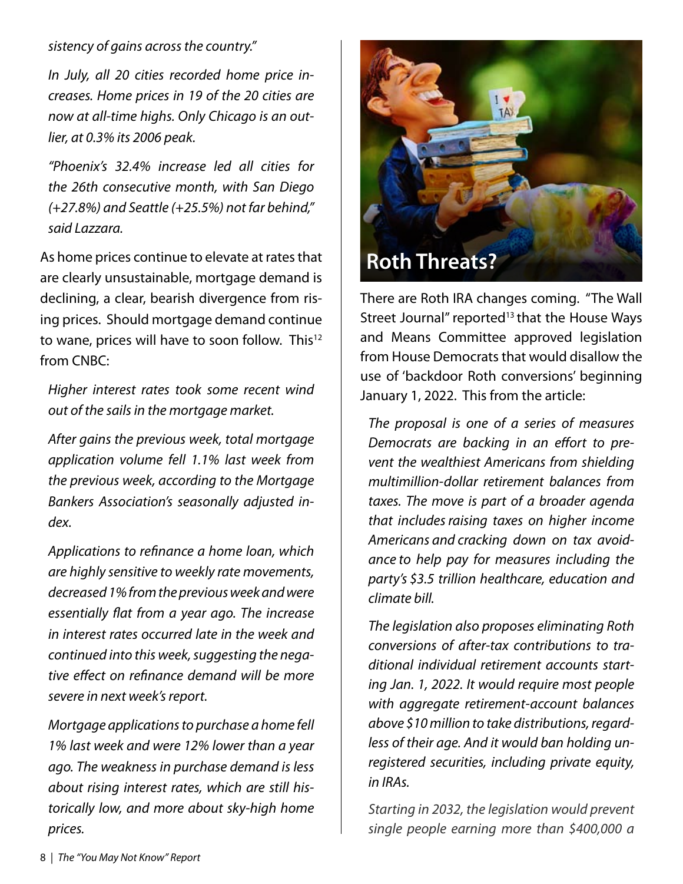*sistency of gains across the country."*

*In July, all 20 cities recorded home price increases. Home prices in 19 of the 20 cities are now at all-time highs. Only Chicago is an outlier, at 0.3% its 2006 peak.*

*"Phoenix's 32.4% increase led all cities for the 26th consecutive month, with San Diego (+27.8%) and Seattle (+25.5%) not far behind," said Lazzara.*

As home prices continue to elevate at rates that are clearly unsustainable, mortgage demand is declining, a clear, bearish divergence from rising prices. Should mortgage demand continue to wane, prices will have to soon follow. This[12] from CNBC:

*Higher interest rates took some recent wind out of the sails in the mortgage market.*

*After gains the previous week, total mortgage application volume fell 1.1% last week from the previous week, according to the Mortgage Bankers Association's seasonally adjusted index.*

*Applications to refinance a home loan, which are highly sensitive to weekly rate movements, decreased 1% from the previous week and were essentially flat from a year ago. The increase in interest rates occurred late in the week and continued into this week, suggesting the negative effect on refinance demand will be more severe in next week's report.*

*Mortgage applications to purchase a home fell 1% last week and were 12% lower than a year ago. The weakness in purchase demand is less about rising interest rates, which are still historically low, and more about sky-high home prices.*

## Roth Threats?

There are Roth IRA changes coming. "The Wall Street Journal" reported[13] that the House Ways and Means Committee approved legislation from House Democrats that would disallow the use of 'backdoor Roth conversions' beginning January 1, 2022. This from the article:

*The proposal is one of a series of measures Democrats are backing in an effort to prevent the wealthiest Americans from shielding multimillion-dollar retirement balances from taxes. The move is part of a broader agenda that includes raising taxes on higher income Americans and cracking down on tax avoidance to help pay for measures including the party's $3.5 trillion healthcare, education and climate bill.*

*The legislation also proposes eliminating Roth conversions of after-tax contributions to traditional individual retirement accounts starting Jan. 1, 2022. It would require most people with aggregate retirement-account balances above $10 million to take distributions, regardless of their age. And it would ban holding unregistered securities, including private equity, in IRAs.*

*Starting in 2032, the legislation would prevent single people earning more than $400,000 a*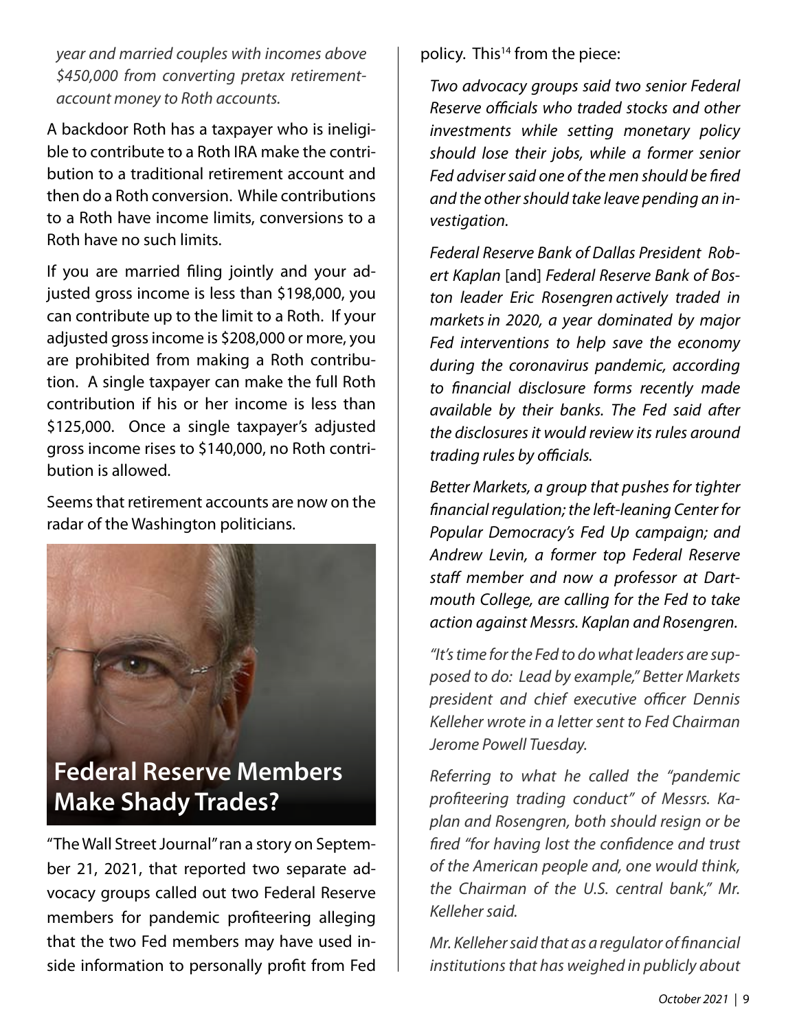*year and married couples with incomes above $450,000 from converting pretax retirement-account money to Roth accounts.*

A backdoor Roth has a taxpayer who is ineligible to contribute to a Roth IRA make the contribution to a traditional retirement account and then do a Roth conversion. While contributions to a Roth have income limits, conversions to a Roth have no such limits.

If you are married filing jointly and your adjusted gross income is less than $198,000, you can contribute up to the limit to a Roth. If your adjusted gross income is $208,000 or more, you are prohibited from making a Roth contribution. A single taxpayer can make the full Roth contribution if his or her income is less than $125,000. Once a single taxpayer's adjusted gross income rises to $140,000, no Roth contribution is allowed.

Seems that retirement accounts are now on the radar of the Washington politicians.

## Federal Reserve Members Make Shady Trades?

"The Wall Street Journal" ran a story on September 21, 2021, that reported two separate advocacy groups called out two Federal Reserve members for pandemic profiteering alleging that the two Fed members may have used inside information to personally profit from Fed policy. This[14] from the piece:

*Two advocacy groups said two senior Federal Reserve officials who traded stocks and other investments while setting monetary policy should lose their jobs, while a former senior Fed adviser said one of the men should be fired and the other should take leave pending an investigation.*

*Federal Reserve Bank of Dallas President Robert Kaplan* [and] *Federal Reserve Bank of Boston leader Eric Rosengren actively traded in markets in 2020, a year dominated by major Fed interventions to help save the economy during the coronavirus pandemic, according to financial disclosure forms recently made available by their banks. The Fed said after the disclosures it would review its rules around trading rules by officials.*

*Better Markets, a group that pushes for tighter financial regulation; the left-leaning Center for Popular Democracy's Fed Up campaign; and Andrew Levin, a former top Federal Reserve staff member and now a professor at Dartmouth College, are calling for the Fed to take action against Messrs. Kaplan and Rosengren.*

*"It's time for the Fed to do what leaders are supposed to do: Lead by example," Better Markets president and chief executive officer Dennis Kelleher wrote in a letter sent to Fed Chairman Jerome Powell Tuesday.*

*Referring to what he called the "pandemic profiteering trading conduct" of Messrs. Kaplan and Rosengren, both should resign or be fired "for having lost the confidence and trust of the American people and, one would think, the Chairman of the U.S. central bank," Mr. Kelleher said.*

*Mr. Kelleher said that as a regulator of financial institutions that has weighed in publicly about*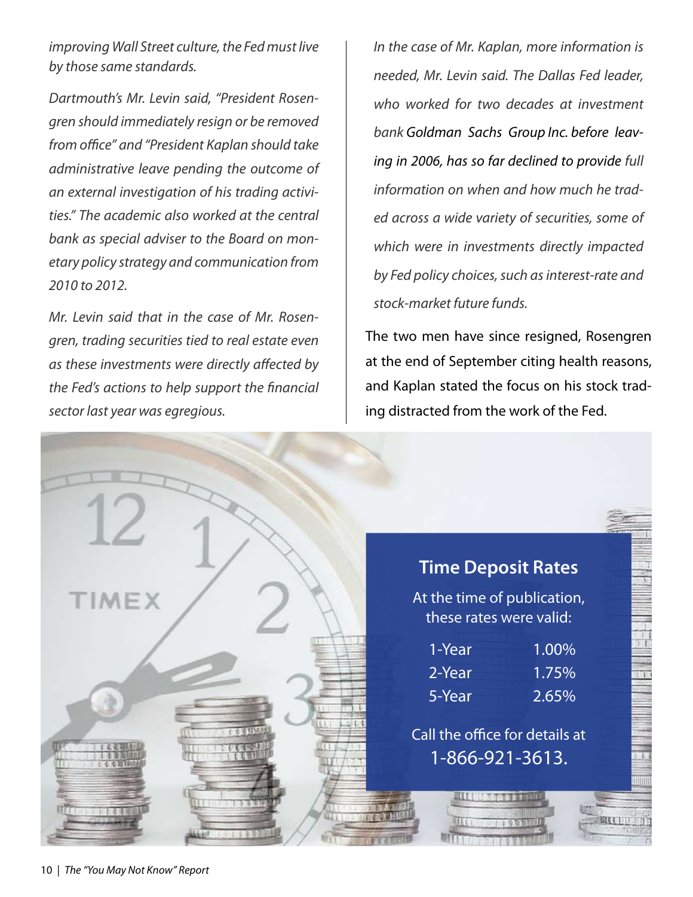*improving Wall Street culture, the Fed must live by those same standards.*

*Dartmouth's Mr. Levin said, "President Rosengren should immediately resign or be removed from office" and "President Kaplan should take administrative leave pending the outcome of an external investigation of his trading activities." The academic also worked at the central bank as special adviser to the Board on monetary policy strategy and communication from 2010 to 2012.*

*Mr. Levin said that in the case of Mr. Rosengren, trading securities tied to real estate even as these investments were directly affected by the Fed's actions to help support the financial sector last year was egregious.*

*In the case of Mr. Kaplan, more information is needed, Mr. Levin said. The Dallas Fed leader, who worked for two decades at investment bank Goldman Sachs Group Inc. before leaving in 2006, has so far declined to provide full information on when and how much he traded across a wide variety of securities, some of which were in investments directly impacted by Fed policy choices, such as interest-rate and stock-market future funds.*

The two men have since resigned, Rosengren at the end of September citing health reasons, and Kaplan stated the focus on his stock trading distracted from the work of the Fed.

## Time Deposit Rates

At the time of publication, these rates were valid:

| | |
|---|---|
| 1-Year | 1.00% |
| 2-Year | 1.75% |
| 5-Year | 2.65% |

Call the office for details at 1-866-921-3613.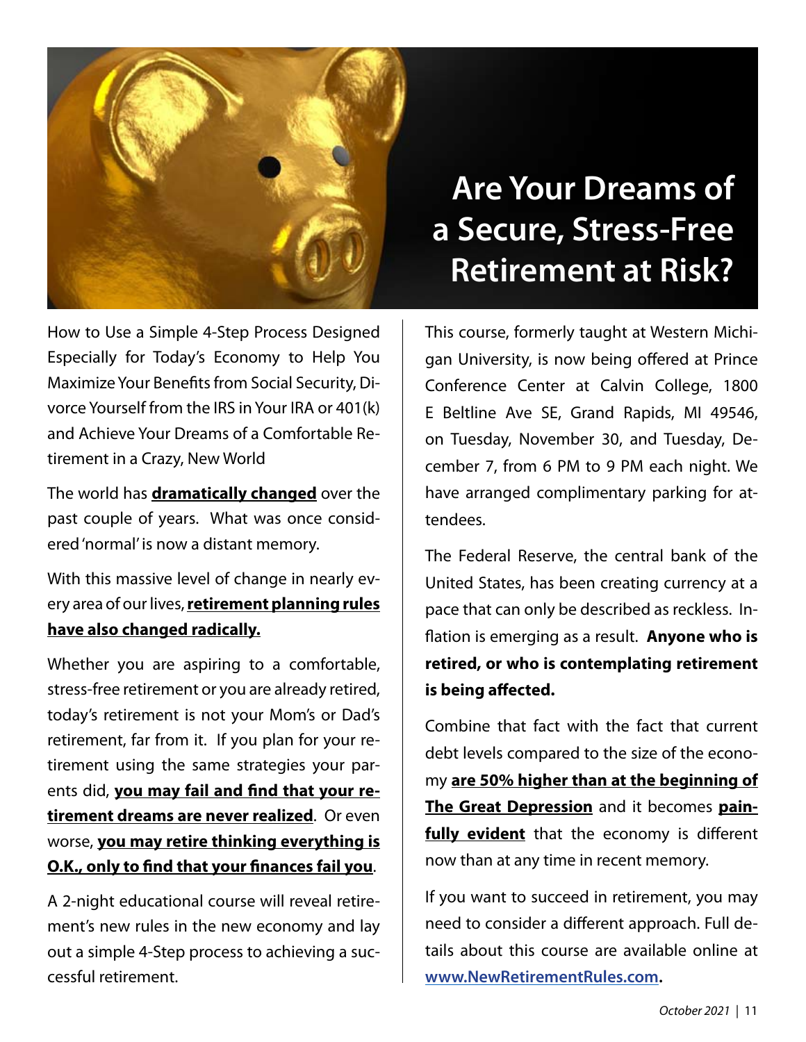# Are Your Dreams of a Secure, Stress-Free Retirement at Risk?

How to Use a Simple 4-Step Process Designed Especially for Today's Economy to Help You Maximize Your Benefits from Social Security, Divorce Yourself from the IRS in Your IRA or 401(k) and Achieve Your Dreams of a Comfortable Retirement in a Crazy, New World

The world has **dramatically changed** over the past couple of years. What was once considered 'normal' is now a distant memory.

With this massive level of change in nearly every area of our lives, **retirement planning rules have also changed radically.**

Whether you are aspiring to a comfortable, stress-free retirement or you are already retired, today's retirement is not your Mom's or Dad's retirement, far from it. If you plan for your retirement using the same strategies your parents did, **you may fail and find that your retirement dreams are never realized**. Or even worse, **you may retire thinking everything is O.K., only to find that your finances fail you**.

A 2-night educational course will reveal retirement's new rules in the new economy and lay out a simple 4-Step process to achieving a successful retirement.

This course, formerly taught at Western Michigan University, is now being offered at Prince Conference Center at Calvin College, 1800 E Beltline Ave SE, Grand Rapids, MI 49546, on Tuesday, November 30, and Tuesday, December 7, from 6 PM to 9 PM each night. We have arranged complimentary parking for attendees.

The Federal Reserve, the central bank of the United States, has been creating currency at a pace that can only be described as reckless. Inflation is emerging as a result. **Anyone who is retired, or who is contemplating retirement is being affected.**

Combine that fact with the fact that current debt levels compared to the size of the economy **are 50% higher than at the beginning of The Great Depression** and it becomes **painfully evident** that the economy is different now than at any time in recent memory.

If you want to succeed in retirement, you may need to consider a different approach. Full details about this course are available online at **www.NewRetirementRules.com.**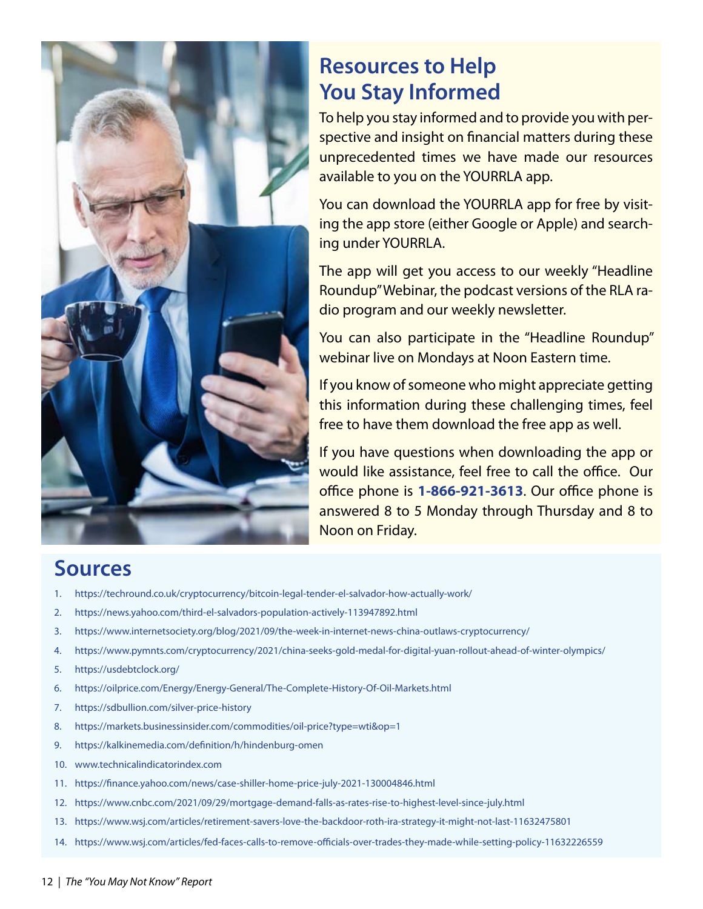## Resources to Help You Stay Informed

To help you stay informed and to provide you with perspective and insight on financial matters during these unprecedented times we have made our resources available to you on the YOURRLA app.

You can download the YOURRLA app for free by visiting the app store (either Google or Apple) and searching under YOURRLA.

The app will get you access to our weekly "Headline Roundup" Webinar, the podcast versions of the RLA radio program and our weekly newsletter.

You can also participate in the "Headline Roundup" webinar live on Mondays at Noon Eastern time.

If you know of someone who might appreciate getting this information during these challenging times, feel free to have them download the free app as well.

If you have questions when downloading the app or would like assistance, feel free to call the office. Our office phone is **1-866-921-3613**. Our office phone is answered 8 to 5 Monday through Thursday and 8 to Noon on Friday.

## Sources

1. https://techround.co.uk/cryptocurrency/bitcoin-legal-tender-el-salvador-how-actually-work/
2. https://news.yahoo.com/third-el-salvadors-population-actively-113947892.html
3. https://www.internetsociety.org/blog/2021/09/the-week-in-internet-news-china-outlaws-cryptocurrency/
4. https://www.pymnts.com/cryptocurrency/2021/china-seeks-gold-medal-for-digital-yuan-rollout-ahead-of-winter-olympics/
5. https://usdebtclock.org/
6. https://oilprice.com/Energy/Energy-General/The-Complete-History-Of-Oil-Markets.html
7. https://sdbullion.com/silver-price-history
8. https://markets.businessinsider.com/commodities/oil-price?type=wti&op=1
9. https://kalkinemedia.com/definition/h/hindenburg-omen
10. www.technicalindicatorindex.com
11. https://finance.yahoo.com/news/case-shiller-home-price-july-2021-130004846.html
12. https://www.cnbc.com/2021/09/29/mortgage-demand-falls-as-rates-rise-to-highest-level-since-july.html
13. https://www.wsj.com/articles/retirement-savers-love-the-backdoor-roth-ira-strategy-it-might-not-last-11632475801
14. https://www.wsj.com/articles/fed-faces-calls-to-remove-officials-over-trades-they-made-while-setting-policy-11632226559